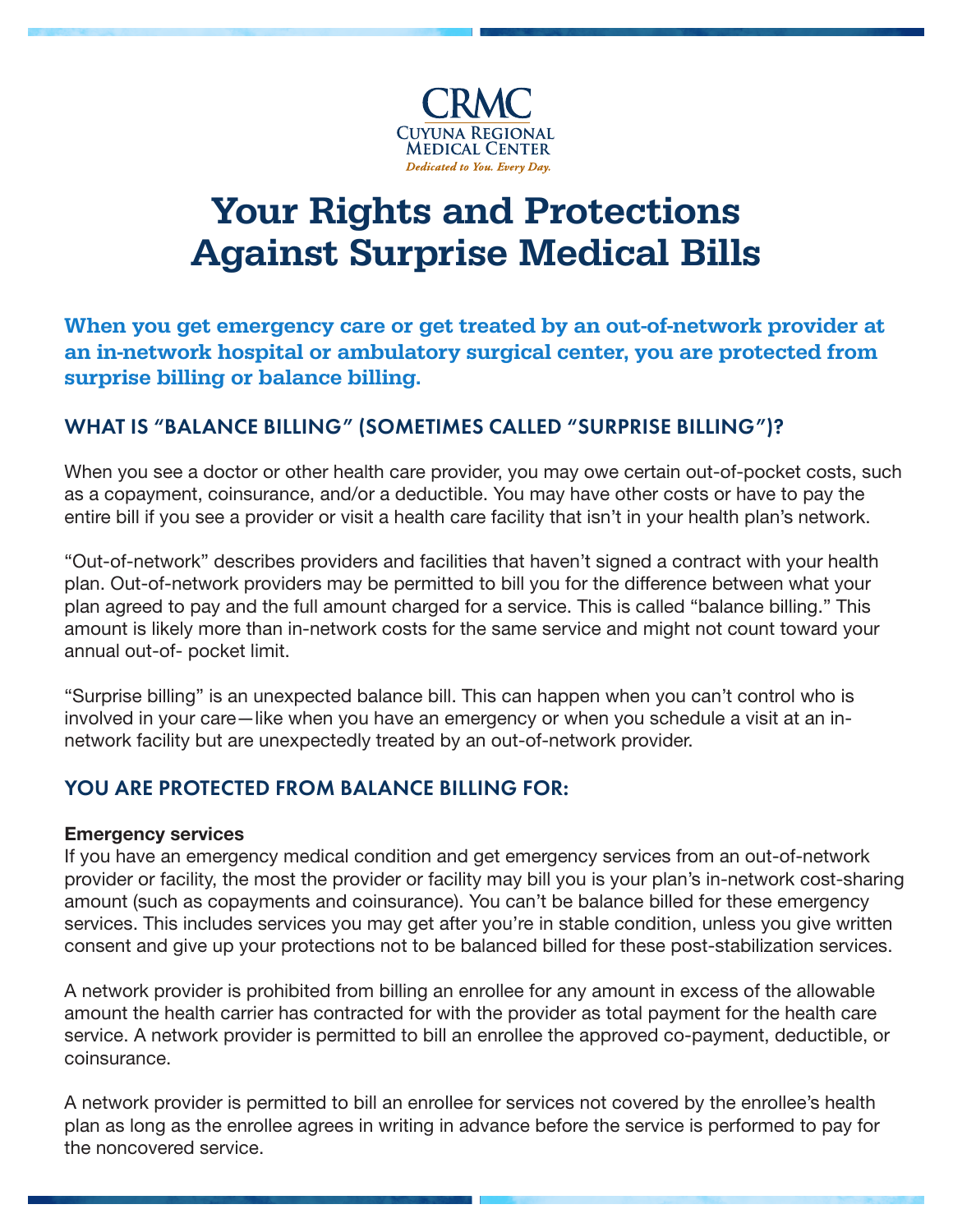CRMC
Cuyuna Regional Medical Center
*Dedicated to You. Every Day.*

# Your Rights and Protections Against Surprise Medical Bills

**When you get emergency care or get treated by an out-of-network provider at an in-network hospital or ambulatory surgical center, you are protected from surprise billing or balance billing.**

## WHAT IS "BALANCE BILLING" (SOMETIMES CALLED "SURPRISE BILLING")?

When you see a doctor or other health care provider, you may owe certain out-of-pocket costs, such as a copayment, coinsurance, and/or a deductible. You may have other costs or have to pay the entire bill if you see a provider or visit a health care facility that isn't in your health plan's network.

"Out-of-network" describes providers and facilities that haven't signed a contract with your health plan. Out-of-network providers may be permitted to bill you for the difference between what your plan agreed to pay and the full amount charged for a service. This is called "balance billing." This amount is likely more than in-network costs for the same service and might not count toward your annual out-of- pocket limit.

"Surprise billing" is an unexpected balance bill. This can happen when you can't control who is involved in your care—like when you have an emergency or when you schedule a visit at an in-network facility but are unexpectedly treated by an out-of-network provider.

## YOU ARE PROTECTED FROM BALANCE BILLING FOR:

**Emergency services**

If you have an emergency medical condition and get emergency services from an out-of-network provider or facility, the most the provider or facility may bill you is your plan's in-network cost-sharing amount (such as copayments and coinsurance). You can't be balance billed for these emergency services. This includes services you may get after you're in stable condition, unless you give written consent and give up your protections not to be balanced billed for these post-stabilization services.

A network provider is prohibited from billing an enrollee for any amount in excess of the allowable amount the health carrier has contracted for with the provider as total payment for the health care service. A network provider is permitted to bill an enrollee the approved co-payment, deductible, or coinsurance.

A network provider is permitted to bill an enrollee for services not covered by the enrollee's health plan as long as the enrollee agrees in writing in advance before the service is performed to pay for the noncovered service.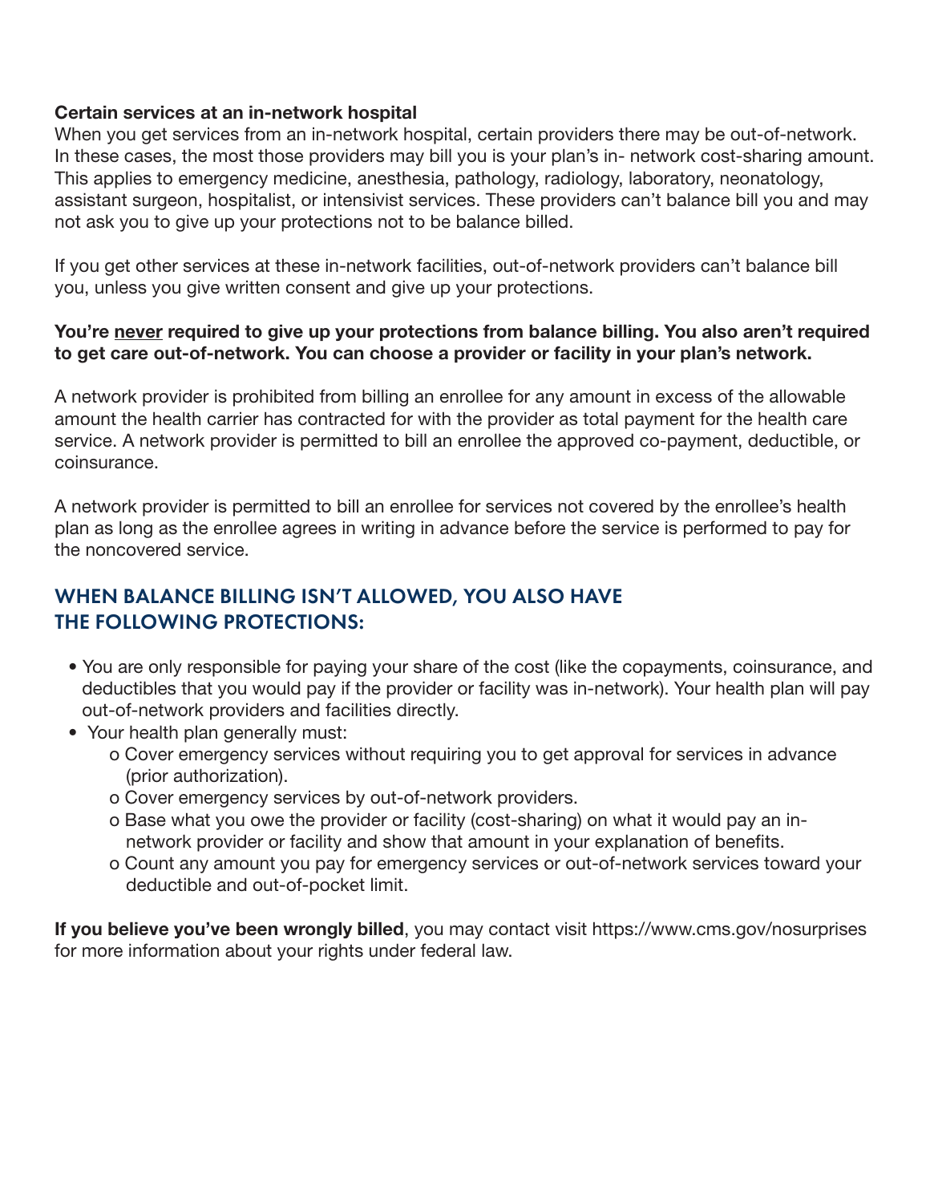**Certain services at an in-network hospital**
When you get services from an in-network hospital, certain providers there may be out-of-network. In these cases, the most those providers may bill you is your plan's in- network cost-sharing amount. This applies to emergency medicine, anesthesia, pathology, radiology, laboratory, neonatology, assistant surgeon, hospitalist, or intensivist services. These providers can't balance bill you and may not ask you to give up your protections not to be balance billed.

If you get other services at these in-network facilities, out-of-network providers can't balance bill you, unless you give written consent and give up your protections.

**You're <u>never</u> required to give up your protections from balance billing. You also aren't required to get care out-of-network. You can choose a provider or facility in your plan's network.**

A network provider is prohibited from billing an enrollee for any amount in excess of the allowable amount the health carrier has contracted for with the provider as total payment for the health care service. A network provider is permitted to bill an enrollee the approved co-payment, deductible, or coinsurance.

A network provider is permitted to bill an enrollee for services not covered by the enrollee's health plan as long as the enrollee agrees in writing in advance before the service is performed to pay for the noncovered service.

## WHEN BALANCE BILLING ISN'T ALLOWED, YOU ALSO HAVE THE FOLLOWING PROTECTIONS:

- You are only responsible for paying your share of the cost (like the copayments, coinsurance, and deductibles that you would pay if the provider or facility was in-network). Your health plan will pay out-of-network providers and facilities directly.
- Your health plan generally must:
  - Cover emergency services without requiring you to get approval for services in advance (prior authorization).
  - Cover emergency services by out-of-network providers.
  - Base what you owe the provider or facility (cost-sharing) on what it would pay an in-network provider or facility and show that amount in your explanation of benefits.
  - Count any amount you pay for emergency services or out-of-network services toward your deductible and out-of-pocket limit.

**If you believe you've been wrongly billed**, you may contact visit https://www.cms.gov/nosurprises for more information about your rights under federal law.